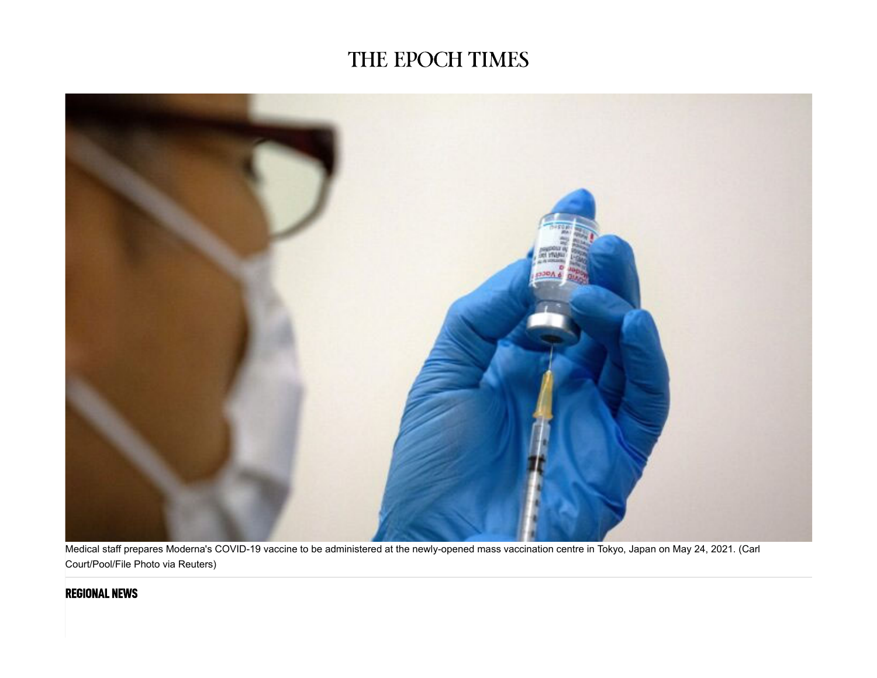# THE EPOCH TIMES

Medical staff prepares Moderna's COVID-19 vaccine to be administered at the newly-opened mass vaccination centre in Tokyo, Japan on May 24, 2021. (Carl Court/Pool/File Photo via Reuters)

**REGIONAL NEWS**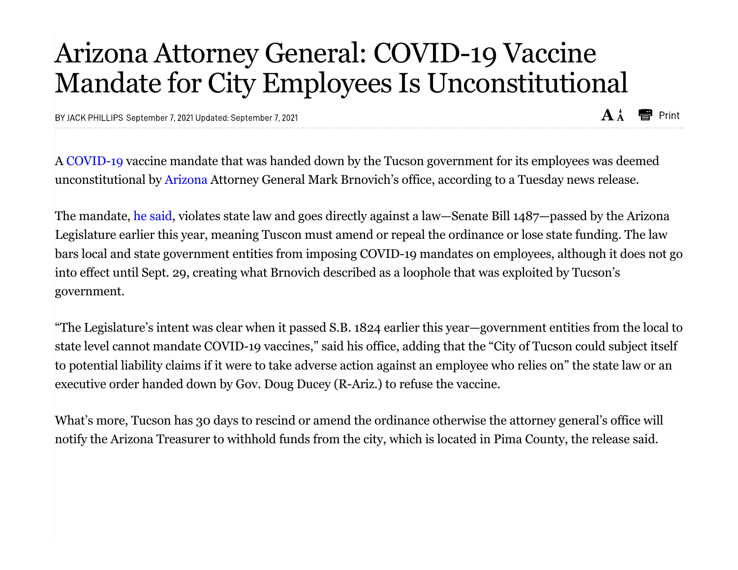# Arizona Attorney General: COVID-19 Vaccine Mandate for City Employees Is Unconstitutional

BY JACK PHILLIPS September 7, 2021 Updated: September 7, 2021

A COVID-19 vaccine mandate that was handed down by the Tucson government for its employees was deemed unconstitutional by Arizona Attorney General Mark Brnovich's office, according to a Tuesday news release.

The mandate, he said, violates state law and goes directly against a law—Senate Bill 1487—passed by the Arizona Legislature earlier this year, meaning Tuscon must amend or repeal the ordinance or lose state funding. The law bars local and state government entities from imposing COVID-19 mandates on employees, although it does not go into effect until Sept. 29, creating what Brnovich described as a loophole that was exploited by Tucson's government.

"The Legislature's intent was clear when it passed S.B. 1824 earlier this year—government entities from the local to state level cannot mandate COVID-19 vaccines," said his office, adding that the "City of Tucson could subject itself to potential liability claims if it were to take adverse action against an employee who relies on" the state law or an executive order handed down by Gov. Doug Ducey (R-Ariz.) to refuse the vaccine.

What's more, Tucson has 30 days to rescind or amend the ordinance otherwise the attorney general's office will notify the Arizona Treasurer to withhold funds from the city, which is located in Pima County, the release said.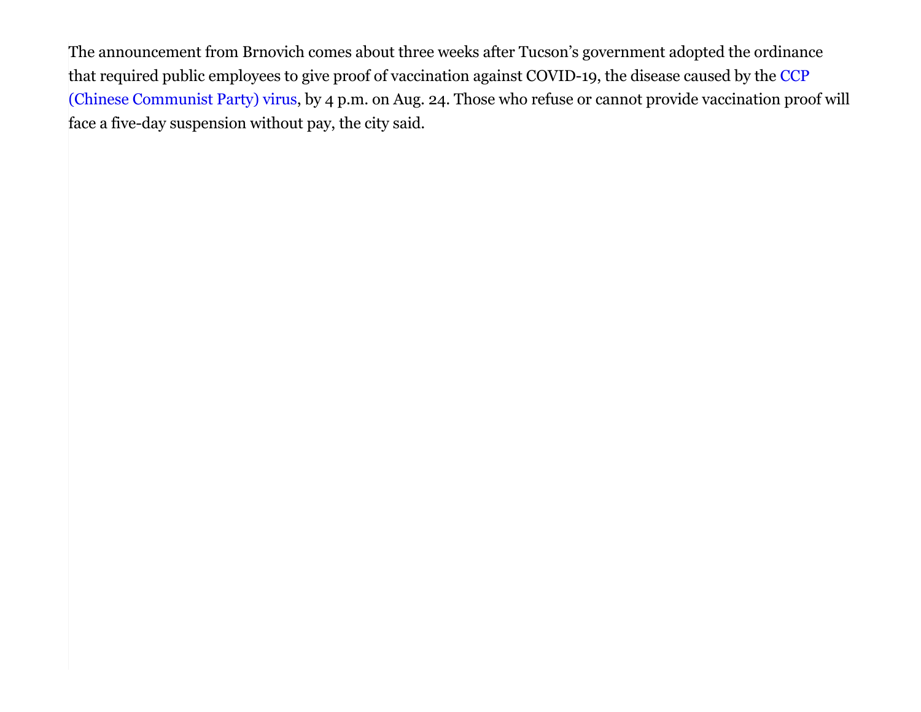The announcement from Brnovich comes about three weeks after Tucson's government adopted the ordinance that required public employees to give proof of vaccination against COVID-19, the disease caused by the CCP (Chinese Communist Party) virus, by 4 p.m. on Aug. 24. Those who refuse or cannot provide vaccination proof will face a five-day suspension without pay, the city said.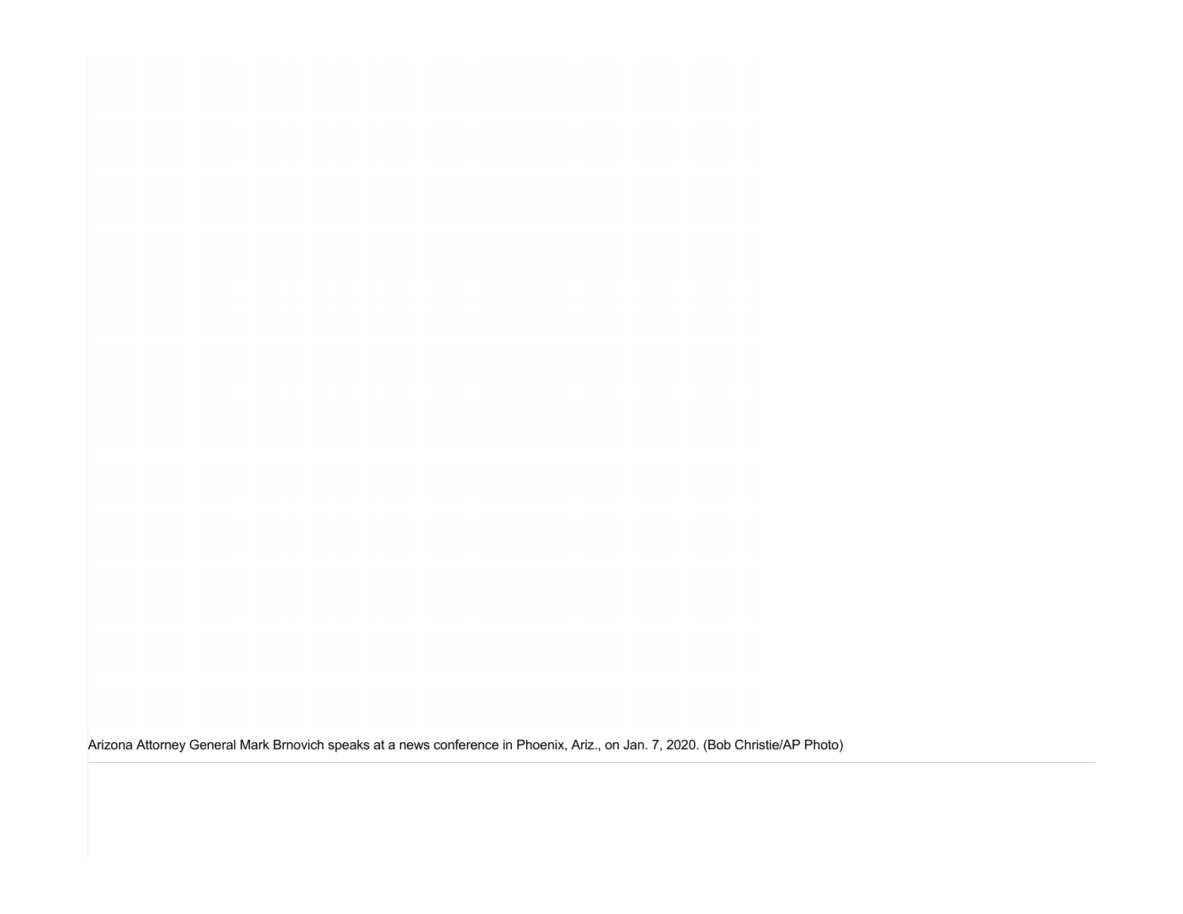Arizona Attorney General Mark Brnovich speaks at a news conference in Phoenix, Ariz., on Jan. 7, 2020. (Bob Christie/AP Photo)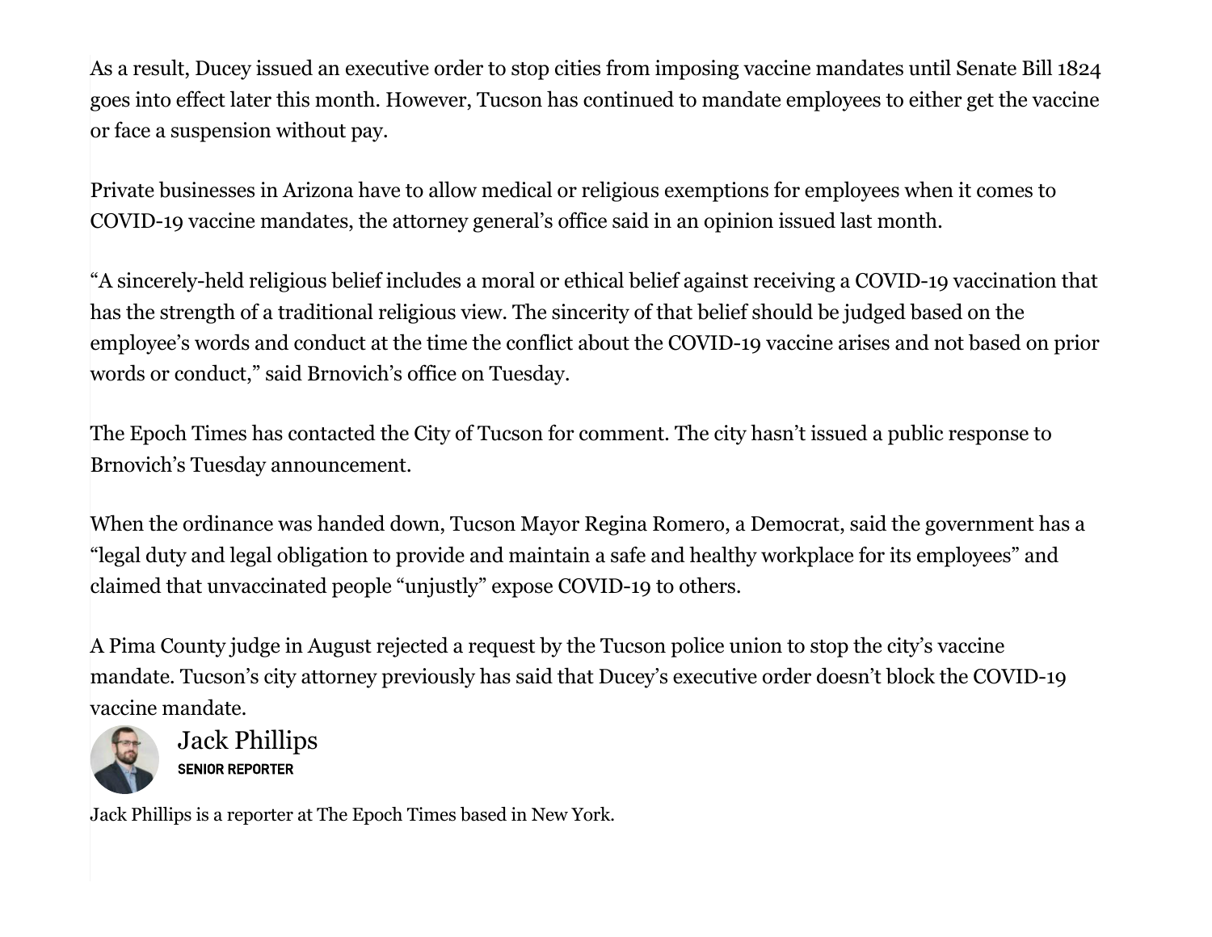As a result, Ducey issued an executive order to stop cities from imposing vaccine mandates until Senate Bill 1824 goes into effect later this month. However, Tucson has continued to mandate employees to either get the vaccine or face a suspension without pay.

Private businesses in Arizona have to allow medical or religious exemptions for employees when it comes to COVID-19 vaccine mandates, the attorney general's office said in an opinion issued last month.

"A sincerely-held religious belief includes a moral or ethical belief against receiving a COVID-19 vaccination that has the strength of a traditional religious view. The sincerity of that belief should be judged based on the employee's words and conduct at the time the conflict about the COVID-19 vaccine arises and not based on prior words or conduct," said Brnovich's office on Tuesday.

The Epoch Times has contacted the City of Tucson for comment. The city hasn't issued a public response to Brnovich's Tuesday announcement.

When the ordinance was handed down, Tucson Mayor Regina Romero, a Democrat, said the government has a "legal duty and legal obligation to provide and maintain a safe and healthy workplace for its employees" and claimed that unvaccinated people "unjustly" expose COVID-19 to others.

A Pima County judge in August rejected a request by the Tucson police union to stop the city's vaccine mandate. Tucson's city attorney previously has said that Ducey's executive order doesn't block the COVID-19 vaccine mandate.

Jack Phillips

**SENIOR REPORTER**

Jack Phillips is a reporter at The Epoch Times based in New York.